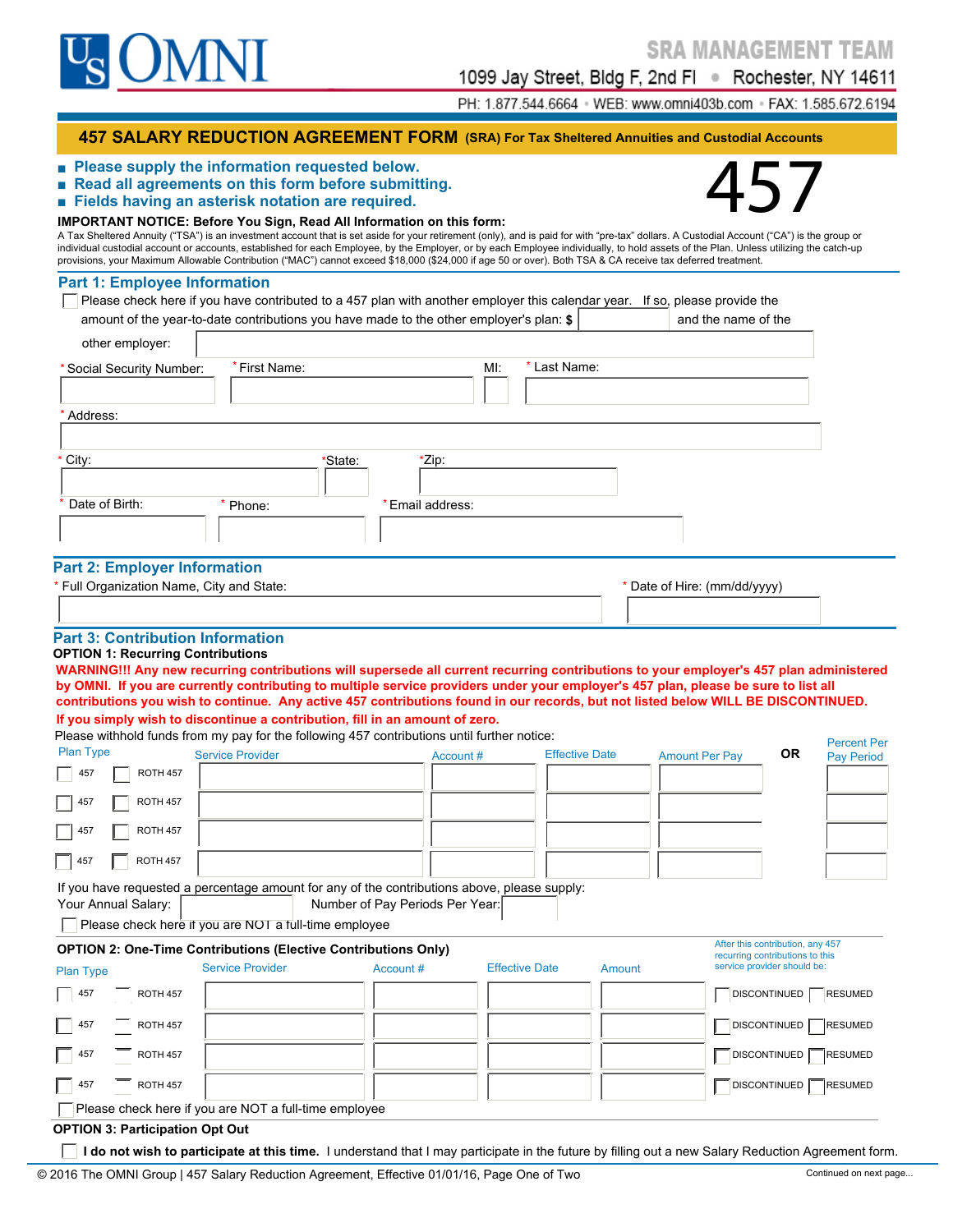US OMNI

**SRA MANAGEMENT TEAM**

1099 Jay Street, Bldg F, 2nd Fl • Rochester, NY 14611

PH: 1.877.544.6664 • WEB: www.omni403b.com • FAX: 1.585.672.6194

# 457 SALARY REDUCTION AGREEMENT FORM (SRA) For Tax Sheltered Annuities and Custodial Accounts

- **Please supply the information requested below.**
- **Read all agreements on this form before submitting.**
- **Fields having an asterisk notation are required.**

# 457

**IMPORTANT NOTICE: Before You Sign, Read All Information on this form:**
A Tax Sheltered Annuity ("TSA") is an investment account that is set aside for your retirement (only), and is paid for with "pre-tax" dollars. A Custodial Account ("CA") is the group or individual custodial account or accounts, established for each Employee, by the Employer, or by each Employee individually, to hold assets of the Plan. Unless utilizing the catch-up provisions, your Maximum Allowable Contribution ("MAC") cannot exceed $18,000 ($24,000 if age 50 or over). Both TSA & CA receive tax deferred treatment.

## Part 1: Employee Information

☐ Please check here if you have contributed to a 457 plan with another employer this calendar year. If so, please provide the amount of the year-to-date contributions you have made to the other employer's plan: $ ________ and the name of the other employer: ________

| * Social Security Number: | * First Name: | MI: | * Last Name: |
|---|---|---|---|
| | | | |

| * Address: |
|---|
| |

| * City: | *State: | *Zip: |
|---|---|---|
| | | |

| * Date of Birth: | * Phone: | * Email address: |
|---|---|---|
| | | |

## Part 2: Employer Information

| * Full Organization Name, City and State: | * Date of Hire: (mm/dd/yyyy) |
|---|---|
| | |

## Part 3: Contribution Information

**OPTION 1: Recurring Contributions**

**WARNING!!! Any new recurring contributions will supersede all current recurring contributions to your employer's 457 plan administered by OMNI. If you are currently contributing to multiple service providers under your employer's 457 plan, please be sure to list all contributions you wish to continue. Any active 457 contributions found in our records, but not listed below WILL BE DISCONTINUED.**

**If you simply wish to discontinue a contribution, fill in an amount of zero.**

Please withhold funds from my pay for the following 457 contributions until further notice:

| Plan Type | Service Provider | Account # | Effective Date | Amount Per Pay | OR | Percent Per Pay Period |
|---|---|---|---|---|---|---|
| ☐ 457 ☐ ROTH 457 | | | | | | |
| ☐ 457 ☐ ROTH 457 | | | | | | |
| ☐ 457 ☐ ROTH 457 | | | | | | |
| ☐ 457 ☐ ROTH 457 | | | | | | |

If you have requested a percentage amount for any of the contributions above, please supply:
Your Annual Salary: ________ Number of Pay Periods Per Year: ________

☐ Please check here if you are NOT a full-time employee

**OPTION 2: One-Time Contributions (Elective Contributions Only)**

| Plan Type | Service Provider | Account # | Effective Date | Amount | After this contribution, any 457 recurring contributions to this service provider should be: |
|---|---|---|---|---|---|
| ☐ 457 ☐ ROTH 457 | | | | | ☐ DISCONTINUED ☐ RESUMED |
| ☐ 457 ☐ ROTH 457 | | | | | ☐ DISCONTINUED ☐ RESUMED |
| ☐ 457 ☐ ROTH 457 | | | | | ☐ DISCONTINUED ☐ RESUMED |
| ☐ 457 ☐ ROTH 457 | | | | | ☐ DISCONTINUED ☐ RESUMED |

☐ Please check here if you are NOT a full-time employee

**OPTION 3: Participation Opt Out**

☐ **I do not wish to participate at this time.** I understand that I may participate in the future by filling out a new Salary Reduction Agreement form.

© 2016 The OMNI Group | 457 Salary Reduction Agreement, Effective 01/01/16, Page One of Two

Continued on next page...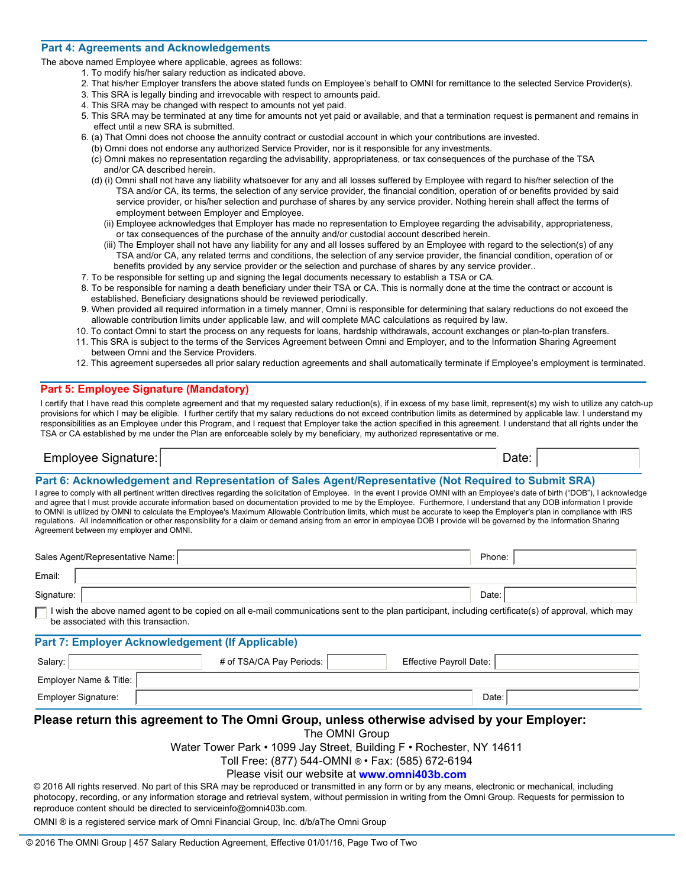## Part 4: Agreements and Acknowledgements

The above named Employee where applicable, agrees as follows:

1. To modify his/her salary reduction as indicated above.
2. That his/her Employer transfers the above stated funds on Employee's behalf to OMNI for remittance to the selected Service Provider(s).
3. This SRA is legally binding and irrevocable with respect to amounts paid.
4. This SRA may be changed with respect to amounts not yet paid.
5. This SRA may be terminated at any time for amounts not yet paid or available, and that a termination request is permanent and remains in effect until a new SRA is submitted.
6. (a) That Omni does not choose the annuity contract or custodial account in which your contributions are invested.
   (b) Omni does not endorse any authorized Service Provider, nor is it responsible for any investments.
   (c) Omni makes no representation regarding the advisability, appropriateness, or tax consequences of the purchase of the TSA and/or CA described herein.
   (d) (i) Omni shall not have any liability whatsoever for any and all losses suffered by Employee with regard to his/her selection of the TSA and/or CA, its terms, the selection of any service provider, the financial condition, operation of or benefits provided by said service provider, or his/her selection and purchase of shares by any service provider. Nothing herein shall affect the terms of employment between Employer and Employee.
   (ii) Employee acknowledges that Employer has made no representation to Employee regarding the advisability, appropriateness, or tax consequences of the purchase of the annuity and/or custodial account described herein.
   (iii) The Employer shall not have any liability for any and all losses suffered by an Employee with regard to the selection(s) of any TSA and/or CA, any related terms and conditions, the selection of any service provider, the financial condition, operation of or benefits provided by any service provider or the selection and purchase of shares by any service provider..
7. To be responsible for setting up and signing the legal documents necessary to establish a TSA or CA.
8. To be responsible for naming a death beneficiary under their TSA or CA. This is normally done at the time the contract or account is established. Beneficiary designations should be reviewed periodically.
9. When provided all required information in a timely manner, Omni is responsible for determining that salary reductions do not exceed the allowable contribution limits under applicable law, and will complete MAC calculations as required by law.
10. To contact Omni to start the process on any requests for loans, hardship withdrawals, account exchanges or plan-to-plan transfers.
11. This SRA is subject to the terms of the Services Agreement between Omni and Employer, and to the Information Sharing Agreement between Omni and the Service Providers.
12. This agreement supersedes all prior salary reduction agreements and shall automatically terminate if Employee's employment is terminated.

## Part 5: Employee Signature (Mandatory)

I certify that I have read this complete agreement and that my requested salary reduction(s), if in excess of my base limit, represent(s) my wish to utilize any catch-up provisions for which I may be eligible. I further certify that my salary reductions do not exceed contribution limits as determined by applicable law. I understand my responsibilities as an Employee under this Program, and I request that Employer take the action specified in this agreement. I understand that all rights under the TSA or CA established by me under the Plan are enforceable solely by my beneficiary, my authorized representative or me.

Employee Signature: ____________________ Date: __________

## Part 6: Acknowledgement and Representation of Sales Agent/Representative (Not Required to Submit SRA)

I agree to comply with all pertinent written directives regarding the solicitation of Employee. In the event I provide OMNI with an Employee's date of birth ("DOB"), I acknowledge and agree that I must provide accurate information based on documentation provided to me by the Employee. Furthermore, I understand that any DOB information I provide to OMNI is utilized by OMNI to calculate the Employee's Maximum Allowable Contribution limits, which must be accurate to keep the Employer's plan in compliance with IRS regulations. All indemnification or other responsibility for a claim or demand arising from an error in employee DOB I provide will be governed by the Information Sharing Agreement between my employer and OMNI.

Sales Agent/Representative Name: ____________________ Phone: __________

Email: ____________________

Signature: ____________________ Date: __________

☐ I wish the above named agent to be copied on all e-mail communications sent to the plan participant, including certificate(s) of approval, which may be associated with this transaction.

## Part 7: Employer Acknowledgement (If Applicable)

Salary: __________ # of TSA/CA Pay Periods: __________ Effective Payroll Date: __________

Employer Name & Title: ____________________

Employer Signature: ____________________ Date: __________

**Please return this agreement to The Omni Group, unless otherwise advised by your Employer:**

The OMNI Group
Water Tower Park • 1099 Jay Street, Building F • Rochester, NY 14611
Toll Free: (877) 544-OMNI ® • Fax: (585) 672-6194
Please visit our website at **www.omni403b.com**

© 2016 All rights reserved. No part of this SRA may be reproduced or transmitted in any form or by any means, electronic or mechanical, including photocopy, recording, or any information storage and retrieval system, without permission in writing from the Omni Group. Requests for permission to reproduce content should be directed to serviceinfo@omni403b.com.

OMNI ® is a registered service mark of Omni Financial Group, Inc. d/b/aThe Omni Group